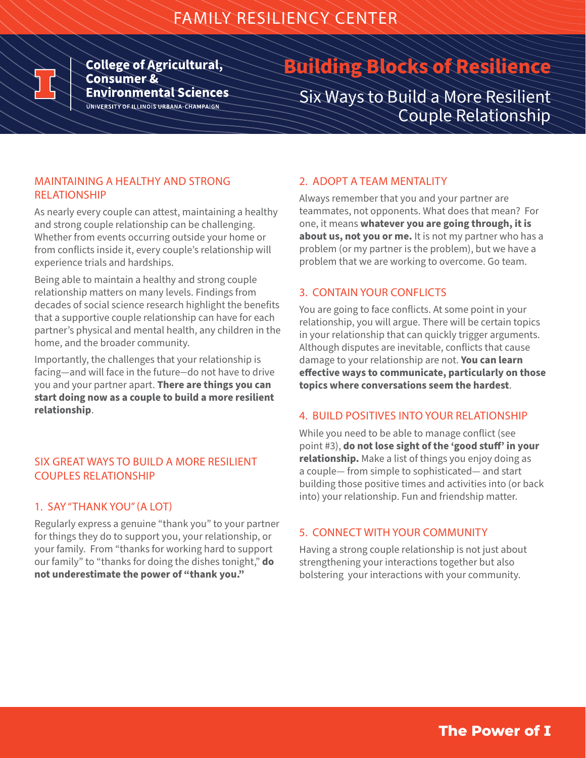FAMILY RESILIENCY CENTER

College of Agricultural, Consumer & Environmental Sciences
UNIVERSITY OF ILLINOIS URBANA-CHAMPAIGN

# Building Blocks of Resilience

## Six Ways to Build a More Resilient Couple Relationship

### MAINTAINING A HEALTHY AND STRONG RELATIONSHIP

As nearly every couple can attest, maintaining a healthy and strong couple relationship can be challenging. Whether from events occurring outside your home or from conflicts inside it, every couple's relationship will experience trials and hardships.

Being able to maintain a healthy and strong couple relationship matters on many levels. Findings from decades of social science research highlight the benefits that a supportive couple relationship can have for each partner's physical and mental health, any children in the home, and the broader community.

Importantly, the challenges that your relationship is facing—and will face in the future—do not have to drive you and your partner apart. **There are things you can start doing now as a couple to build a more resilient relationship**.

### SIX GREAT WAYS TO BUILD A MORE RESILIENT COUPLES RELATIONSHIP

#### 1. SAY "THANK YOU" (A LOT)

Regularly express a genuine "thank you" to your partner for things they do to support you, your relationship, or your family. From "thanks for working hard to support our family" to "thanks for doing the dishes tonight," **do not underestimate the power of "thank you."**

#### 2. ADOPT A TEAM MENTALITY

Always remember that you and your partner are teammates, not opponents. What does that mean? For one, it means **whatever you are going through, it is about us, not you or me.** It is not my partner who has a problem (or my partner is the problem), but we have a problem that we are working to overcome. Go team.

#### 3. CONTAIN YOUR CONFLICTS

You are going to face conflicts. At some point in your relationship, you will argue. There will be certain topics in your relationship that can quickly trigger arguments. Although disputes are inevitable, conflicts that cause damage to your relationship are not. **You can learn effective ways to communicate, particularly on those topics where conversations seem the hardest**.

#### 4. BUILD POSITIVES INTO YOUR RELATIONSHIP

While you need to be able to manage conflict (see point #3), **do not lose sight of the 'good stuff' in your relationship.** Make a list of things you enjoy doing as a couple— from simple to sophisticated— and start building those positive times and activities into (or back into) your relationship. Fun and friendship matter.

#### 5. CONNECT WITH YOUR COMMUNITY

Having a strong couple relationship is not just about strengthening your interactions together but also bolstering your interactions with your community.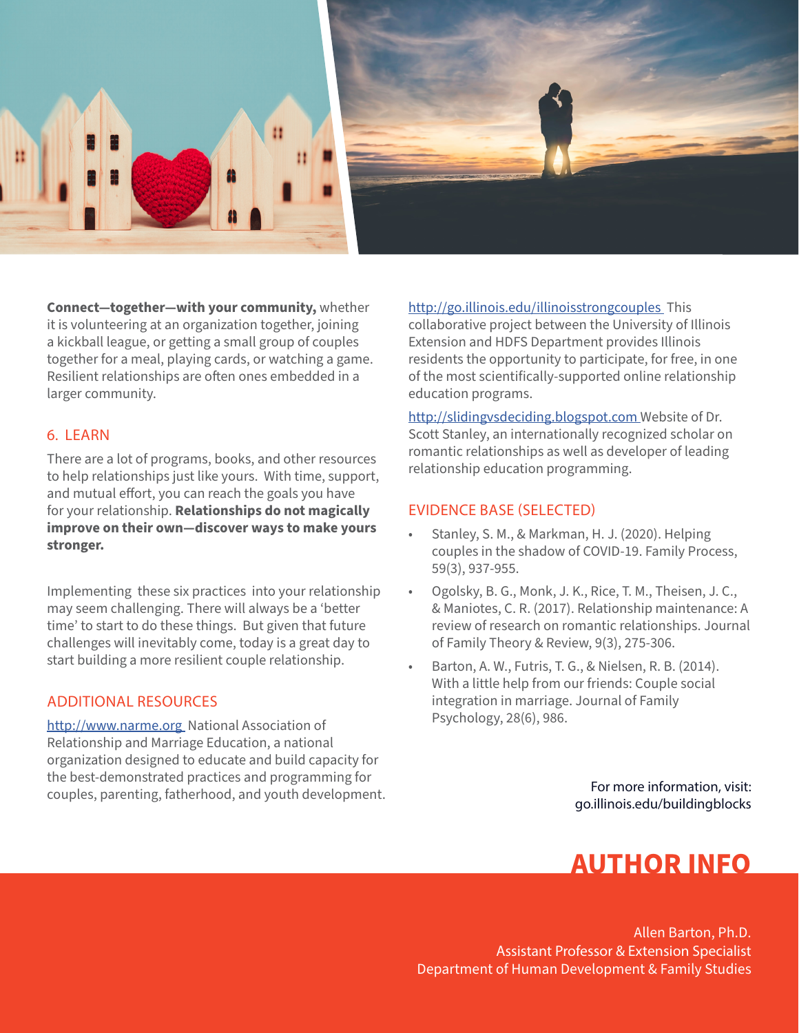**Connect—together—with your community,** whether it is volunteering at an organization together, joining a kickball league, or getting a small group of couples together for a meal, playing cards, or watching a game. Resilient relationships are often ones embedded in a larger community.

## 6. LEARN

There are a lot of programs, books, and other resources to help relationships just like yours. With time, support, and mutual effort, you can reach the goals you have for your relationship. **Relationships do not magically improve on their own—discover ways to make yours stronger.**

Implementing these six practices into your relationship may seem challenging. There will always be a 'better time' to start to do these things. But given that future challenges will inevitably come, today is a great day to start building a more resilient couple relationship.

## ADDITIONAL RESOURCES

http://www.narme.org National Association of Relationship and Marriage Education, a national organization designed to educate and build capacity for the best-demonstrated practices and programming for couples, parenting, fatherhood, and youth development.

http://go.illinois.edu/illinoisstrongcouples This collaborative project between the University of Illinois Extension and HDFS Department provides Illinois residents the opportunity to participate, for free, in one of the most scientifically-supported online relationship education programs.

http://slidingvsdeciding.blogspot.com Website of Dr. Scott Stanley, an internationally recognized scholar on romantic relationships as well as developer of leading relationship education programming.

## EVIDENCE BASE (SELECTED)

- Stanley, S. M., & Markman, H. J. (2020). Helping couples in the shadow of COVID-19. Family Process, 59(3), 937-955.
- Ogolsky, B. G., Monk, J. K., Rice, T. M., Theisen, J. C., & Maniotes, C. R. (2017). Relationship maintenance: A review of research on romantic relationships. Journal of Family Theory & Review, 9(3), 275-306.
- Barton, A. W., Futris, T. G., & Nielsen, R. B. (2014). With a little help from our friends: Couple social integration in marriage. Journal of Family Psychology, 28(6), 986.

For more information, visit:
go.illinois.edu/buildingblocks

## AUTHOR INFO

Allen Barton, Ph.D.
Assistant Professor & Extension Specialist
Department of Human Development & Family Studies